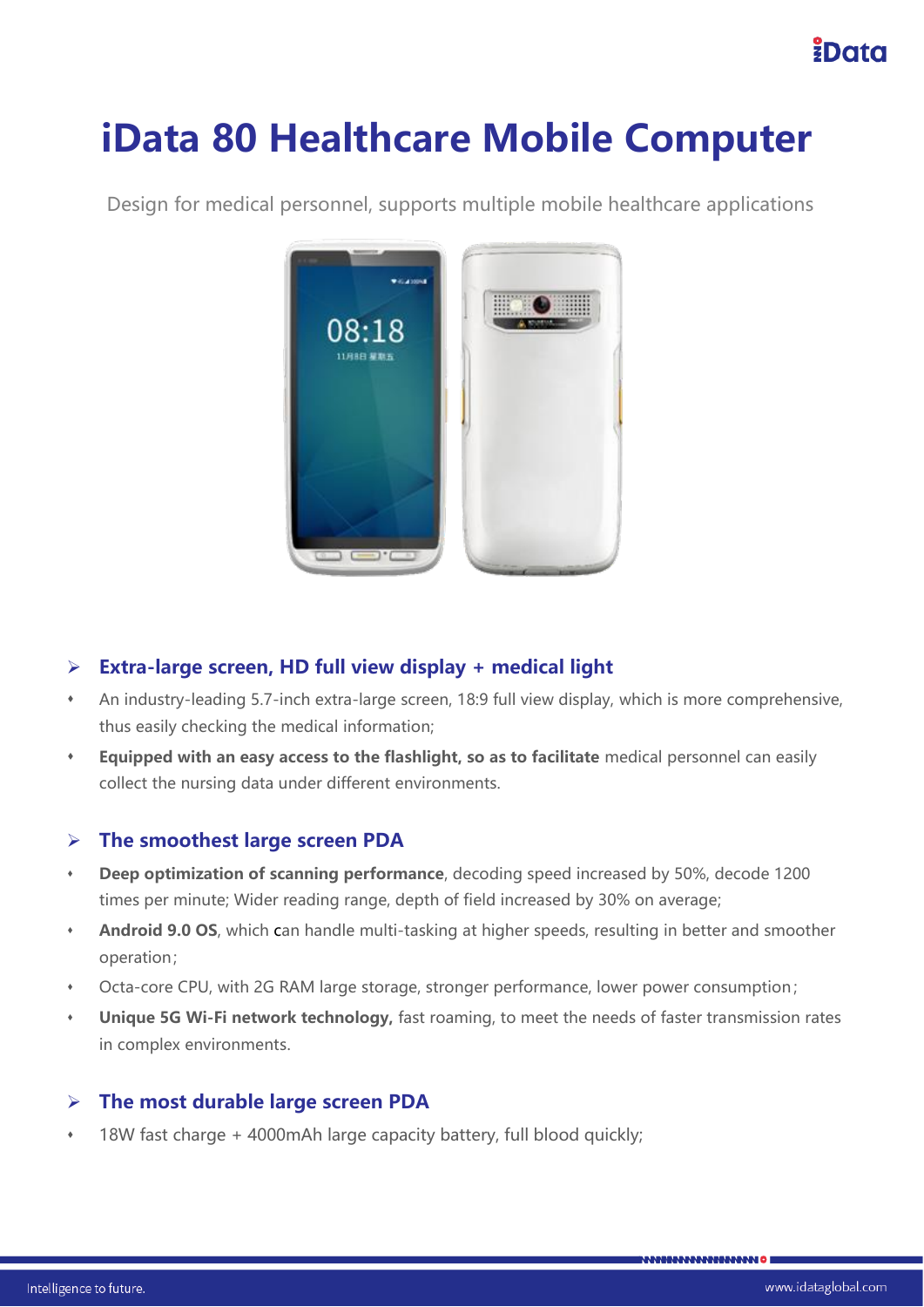# iData 80 Healthcare Mobile Computer

Design for medical personnel, supports multiple mobile healthcare applications

## Extra-large screen, HD full view display + medical light

- An industry-leading 5.7-inch extra-large screen, 18:9 full view display, which is more comprehensive, thus easily checking the medical information;
- **Equipped with an easy access to the flashlight, so as to facilitate** medical personnel can easily collect the nursing data under different environments.

## The smoothest large screen PDA

- **Deep optimization of scanning performance**, decoding speed increased by 50%, decode 1200 times per minute; Wider reading range, depth of field increased by 30% on average;
- **Android 9.0 OS**, which can handle multi-tasking at higher speeds, resulting in better and smoother operation；
- Octa-core CPU, with 2G RAM large storage, stronger performance, lower power consumption；
- **Unique 5G Wi-Fi network technology,** fast roaming, to meet the needs of faster transmission rates in complex environments.

## The most durable large screen PDA

- 18W fast charge + 4000mAh large capacity battery, full blood quickly;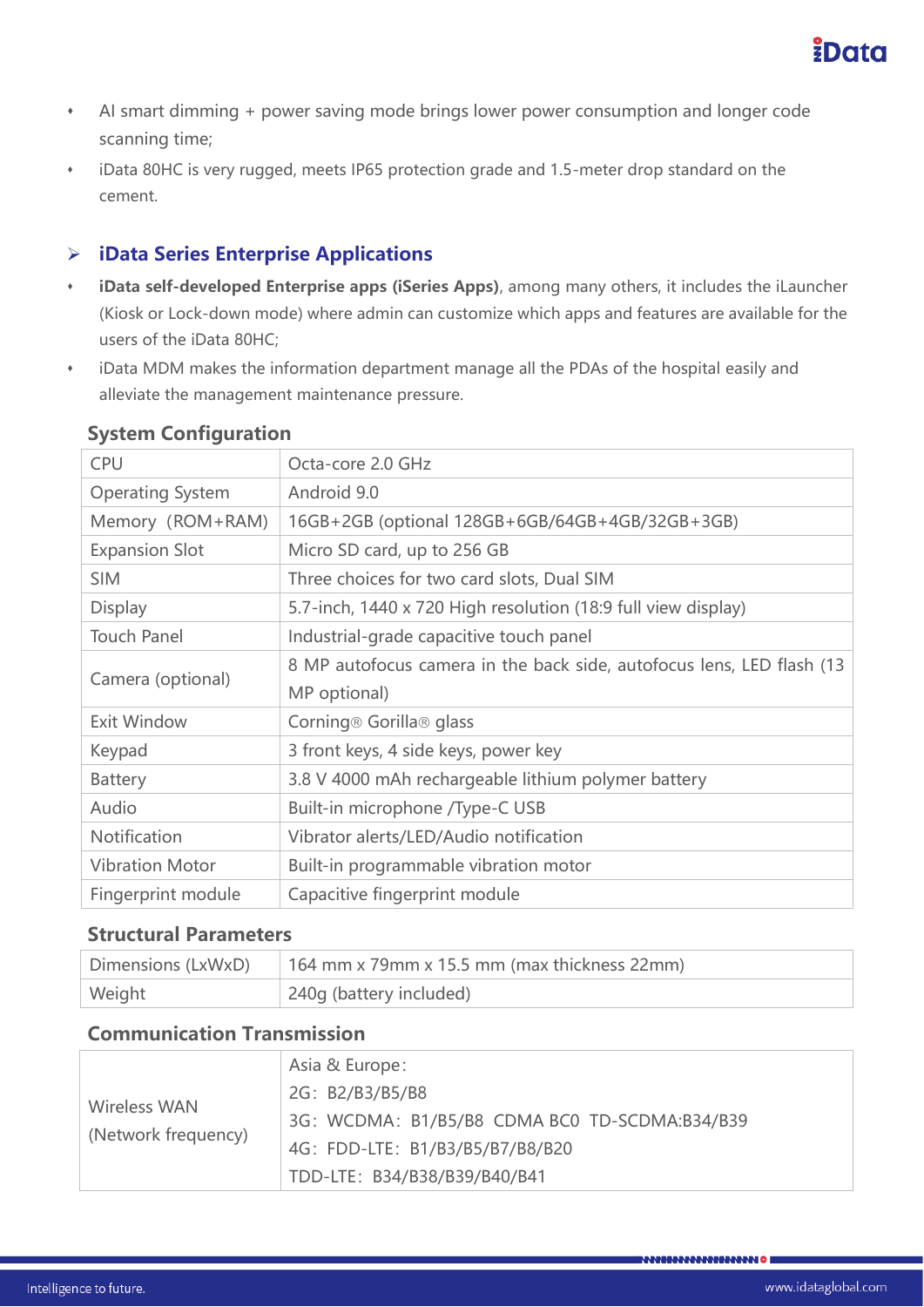- AI smart dimming + power saving mode brings lower power consumption and longer code scanning time;
- iData 80HC is very rugged, meets IP65 protection grade and 1.5-meter drop standard on the cement.

## iData Series Enterprise Applications

- **iData self-developed Enterprise apps (iSeries Apps)**, among many others, it includes the iLauncher (Kiosk or Lock-down mode) where admin can customize which apps and features are available for the users of the iData 80HC;
- iData MDM makes the information department manage all the PDAs of the hospital easily and alleviate the management maintenance pressure.

### System Configuration

| | |
|---|---|
| CPU | Octa-core 2.0 GHz |
| Operating System | Android 9.0 |
| Memory (ROM+RAM) | 16GB+2GB (optional 128GB+6GB/64GB+4GB/32GB+3GB) |
| Expansion Slot | Micro SD card, up to 256 GB |
| SIM | Three choices for two card slots, Dual SIM |
| Display | 5.7-inch, 1440 x 720 High resolution (18:9 full view display) |
| Touch Panel | Industrial-grade capacitive touch panel |
| Camera (optional) | 8 MP autofocus camera in the back side, autofocus lens, LED flash (13 MP optional) |
| Exit Window | Corning® Gorilla® glass |
| Keypad | 3 front keys, 4 side keys, power key |
| Battery | 3.8 V 4000 mAh rechargeable lithium polymer battery |
| Audio | Built-in microphone /Type-C USB |
| Notification | Vibrator alerts/LED/Audio notification |
| Vibration Motor | Built-in programmable vibration motor |
| Fingerprint module | Capacitive fingerprint module |

### Structural Parameters

| | |
|---|---|
| Dimensions (LxWxD) | 164 mm x 79mm x 15.5 mm (max thickness 22mm) |
| Weight | 240g (battery included) |

### Communication Transmission

| | |
|---|---|
| Wireless WAN (Network frequency) | Asia & Europe：<br>2G：B2/B3/B5/B8<br>3G：WCDMA：B1/B5/B8 CDMA BC0 TD-SCDMA:B34/B39<br>4G：FDD-LTE：B1/B3/B5/B7/B8/B20<br>TDD-LTE：B34/B38/B39/B40/B41 |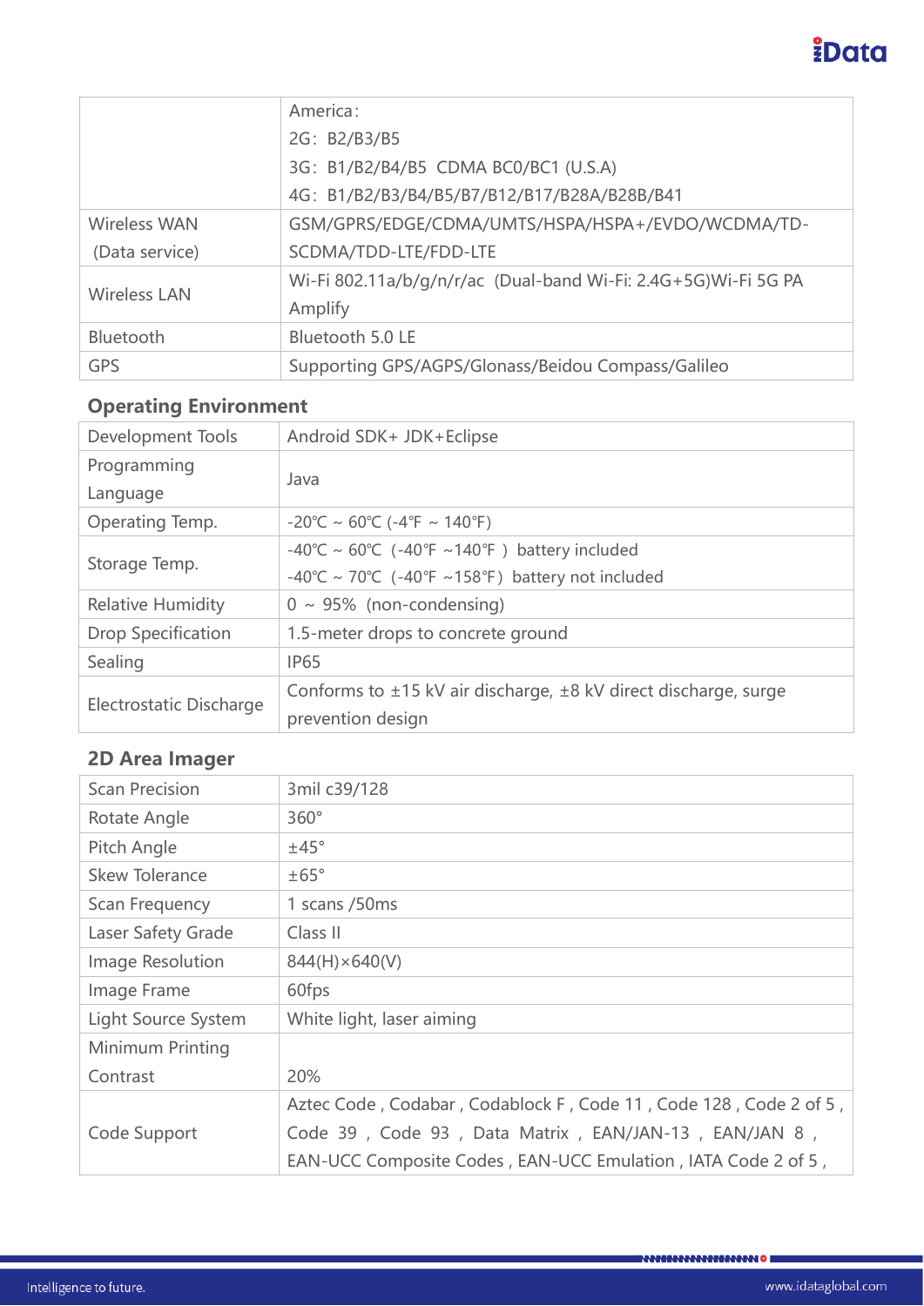| | |
|---|---|
| | America：<br>2G：B2/B3/B5<br>3G：B1/B2/B4/B5  CDMA BC0/BC1 (U.S.A)<br>4G：B1/B2/B3/B4/B5/B7/B12/B17/B28A/B28B/B41 |
| Wireless WAN (Data service) | GSM/GPRS/EDGE/CDMA/UMTS/HSPA/HSPA+/EVDO/WCDMA/TD-SCDMA/TDD-LTE/FDD-LTE |
| Wireless LAN | Wi-Fi 802.11a/b/g/n/r/ac  (Dual-band Wi-Fi: 2.4G+5G)Wi-Fi 5G PA Amplify |
| Bluetooth | Bluetooth 5.0 LE |
| GPS | Supporting GPS/AGPS/Glonass/Beidou Compass/Galileo |

## Operating Environment

| | |
|---|---|
| Development Tools | Android SDK+ JDK+Eclipse |
| Programming Language | Java |
| Operating Temp. | -20℃ ~ 60℃ (-4℉ ~ 140℉) |
| Storage Temp. | -40℃ ~ 60℃（-40℉ ~140℉）battery included<br>-40℃ ~ 70℃（-40℉ ~158℉）battery not included |
| Relative Humidity | 0 ~ 95%（non-condensing) |
| Drop Specification | 1.5-meter drops to concrete ground |
| Sealing | IP65 |
| Electrostatic Discharge | Conforms to ±15 kV air discharge, ±8 kV direct discharge, surge prevention design |

## 2D Area Imager

| | |
|---|---|
| Scan Precision | 3mil c39/128 |
| Rotate Angle | 360° |
| Pitch Angle | ±45° |
| Skew Tolerance | ±65° |
| Scan Frequency | 1 scans /50ms |
| Laser Safety Grade | Class II |
| Image Resolution | 844(H)×640(V) |
| Image Frame | 60fps |
| Light Source System | White light, laser aiming |
| Minimum Printing Contrast | 20% |
| Code Support | Aztec Code , Codabar , Codablock F , Code 11 , Code 128 , Code 2 of 5 , Code 39 , Code 93 , Data Matrix , EAN/JAN-13 , EAN/JAN 8 , EAN-UCC Composite Codes , EAN-UCC Emulation , IATA Code 2 of 5 , |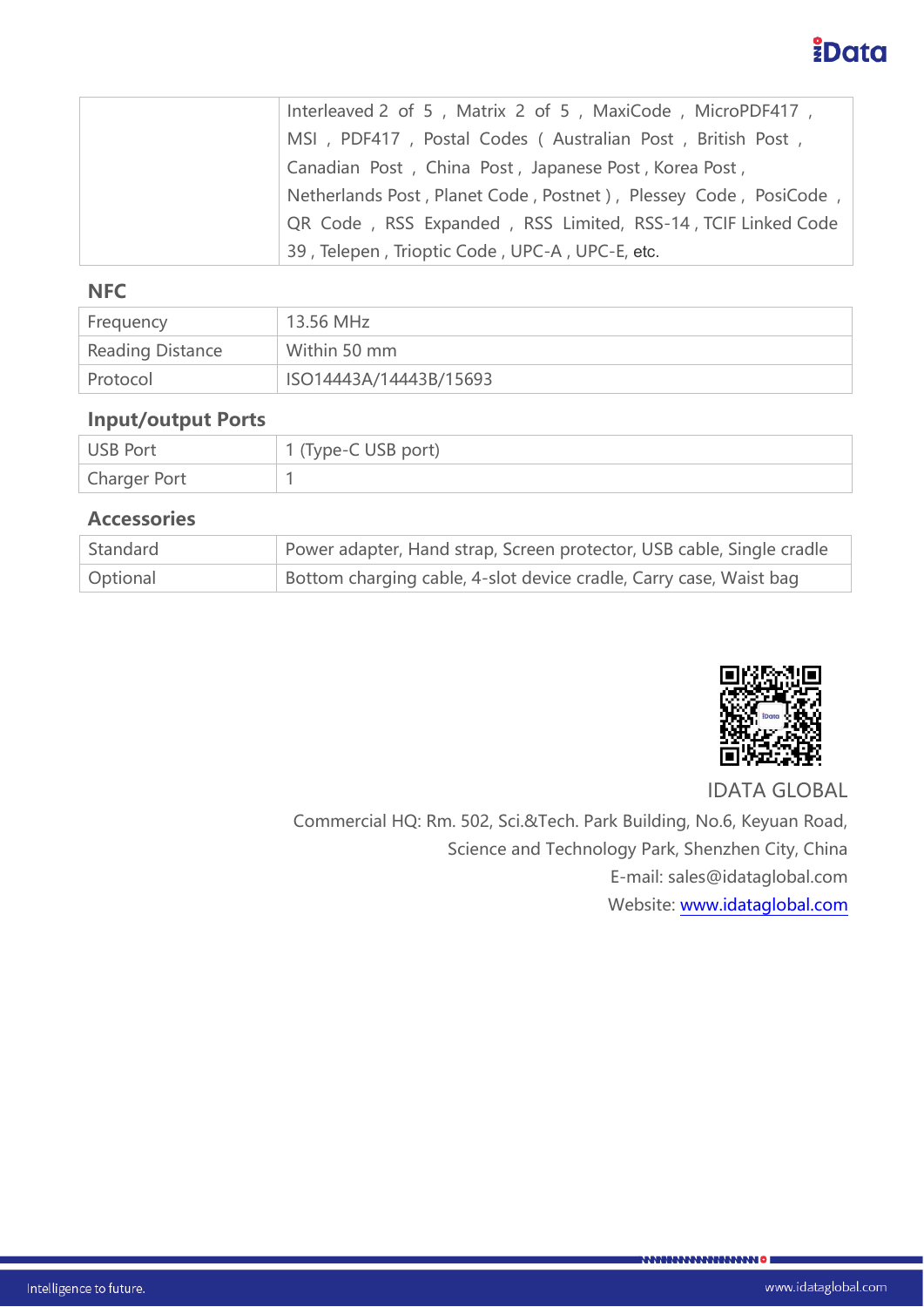| | |
|---|---|
| | Interleaved 2 of 5 , Matrix 2 of 5 , MaxiCode , MicroPDF417 , MSI , PDF417 , Postal Codes ( Australian Post , British Post , Canadian Post , China Post , Japanese Post , Korea Post , Netherlands Post , Planet Code , Postnet ) , Plessey Code , PosiCode , QR Code , RSS Expanded , RSS Limited, RSS-14 , TCIF Linked Code 39 , Telepen , Trioptic Code , UPC-A , UPC-E, etc. |

### NFC

| | |
|---|---|
| Frequency | 13.56 MHz |
| Reading Distance | Within 50 mm |
| Protocol | ISO14443A/14443B/15693 |

### Input/output Ports

| | |
|---|---|
| USB Port | 1 (Type-C USB port) |
| Charger Port | 1 |

### Accessories

| | |
|---|---|
| Standard | Power adapter, Hand strap, Screen protector, USB cable, Single cradle |
| Optional | Bottom charging cable, 4-slot device cradle, Carry case, Waist bag |

IDATA GLOBAL

Commercial HQ: Rm. 502, Sci.&Tech. Park Building, No.6, Keyuan Road, Science and Technology Park, Shenzhen City, China

E-mail: sales@idataglobal.com

Website: www.idataglobal.com